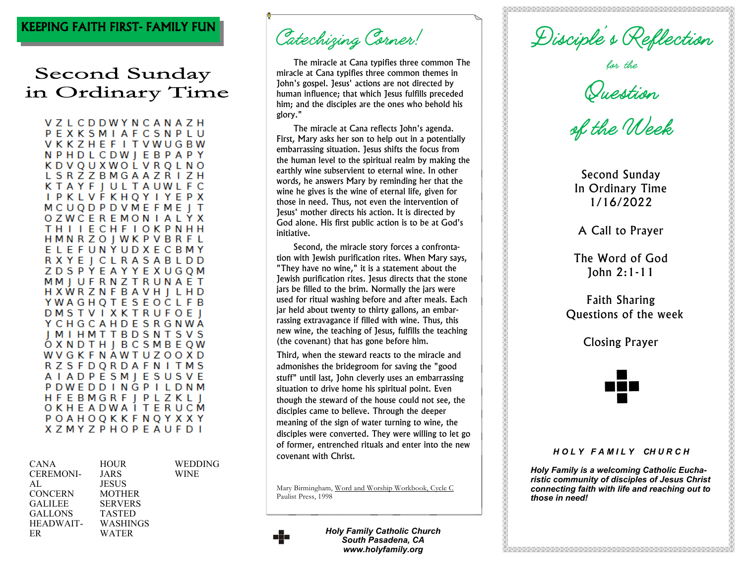## KEEPING FAITH FIRST- FAMILY FUN

# Second Sunday in Ordinary Time

```
V Z L C D D W Y N C A N A Z H
P E X K S M I A F C S N P L U
V K K Z H E F I T V W U G B W
N P H D L C D W J E B P A P Y
K D V Q U X W O L V R Q L N O
L S R Z Z B M G A A Z R I Z H
K T A Y F J U L T A U W L F C
I P K L V F K H Q Y I Y E P X
M C U Q D P D V M E F M E J T
O Z W C E R E M O N I A L Y X
T H I I E C H F I O K P N H H
H M N R Z O J W K P V B R F L
E L E F U N Y U D X E C B M Y
R X Y E J C L R A S A B L D D
Z D S P Y E A Y Y E X U G Q M
M M J U F R N Z T R U N A E T
H X W R Z N F B A V H J L H D
Y W A G H Q T E S E O C L F B
D M S T V I X K T R U F O E J
Y C H G C A H D E S R G N W A
J M I H M T T B D S N T S V S
O X N D T H J B C S M B E Q W
W V G K F N A W T U Z O O X D
R Z S F D Q R D A F N I T M S
A I A D P E S M J E S U S V E
P D W E D D I N G P I L D N M
H F E B M G R F J P L Z K L J
O K H E A D W A I T E R U C M
P O A H O Q K K F N Q Y X X Y
X Z M Y Z P H O P E A U F D I
```

CANA
CEREMONIAL
CONCERN
GALILEE
GALLONS
HEADWAITER
HOUR
JARS
JESUS
MOTHER
SERVERS
TASTED
WASHINGS
WATER
WEDDING
WINE

## Catechizing Corner!

The miracle at Cana typifies three common The miracle at Cana typifies three common themes in John's gospel. Jesus' actions are not directed by human influence; that which Jesus fulfills preceded him; and the disciples are the ones who behold his glory."

The miracle at Cana reflects John's agenda. First, Mary asks her son to help out in a potentially embarrassing situation. Jesus shifts the focus from the human level to the spiritual realm by making the earthly wine subservient to eternal wine. In other words, he answers Mary by reminding her that the wine he gives is the wine of eternal life, given for those in need. Thus, not even the intervention of Jesus' mother directs his action. It is directed by God alone. His first public action is to be at God's initiative.

Second, the miracle story forces a confrontation with Jewish purification rites. When Mary says, "They have no wine," it is a statement about the Jewish purification rites. Jesus directs that the stone jars be filled to the brim. Normally the jars were used for ritual washing before and after meals. Each jar held about twenty to thirty gallons, an embarrassing extravagance if filled with wine. Thus, this new wine, the teaching of Jesus, fulfills the teaching (the covenant) that has gone before him.

Third, when the steward reacts to the miracle and admonishes the bridegroom for saving the "good stuff" until last, John cleverly uses an embarrassing situation to drive home his spiritual point. Even though the steward of the house could not see, the disciples came to believe. Through the deeper meaning of the sign of water turning to wine, the disciples were converted. They were willing to let go of former, entrenched rituals and enter into the new covenant with Christ.

Mary Birmingham, Word and Worship Workbook, Cycle C
Paulist Press, 1998

***Holy Family Catholic Church***
***South Pasadena, CA***
***www.holyfamily.org***

# Disciple's Reflection

*for the*

# Question of the Week

Second Sunday
In Ordinary Time
1/16/2022

A Call to Prayer

The Word of God
John 2:1-11

Faith Sharing
Questions of the week

Closing Prayer

***HOLY FAMILY CHURCH***

***Holy Family is a welcoming Catholic Eucharistic community of disciples of Jesus Christ connecting faith with life and reaching out to those in need!***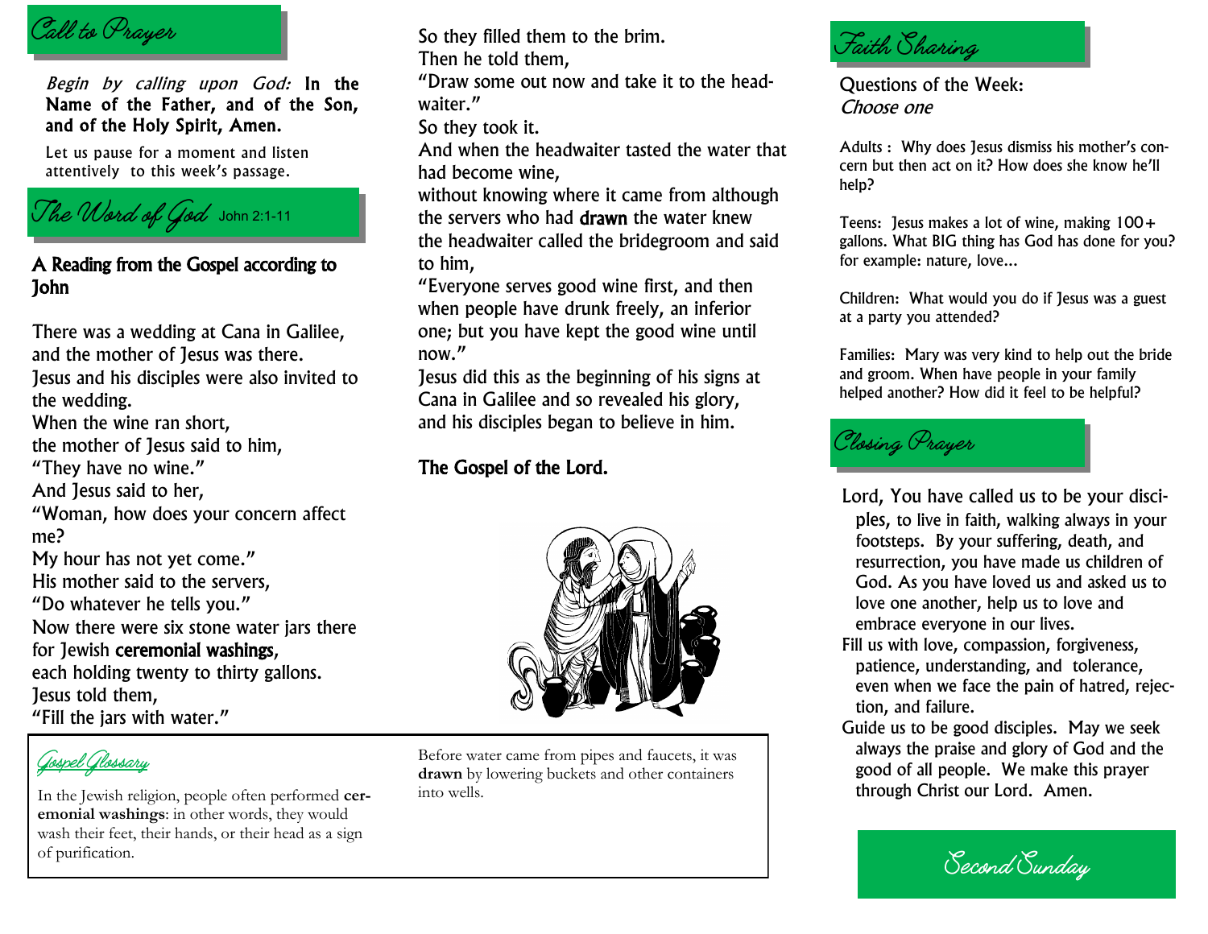## Call to Prayer

*Begin by calling upon God:* **In the Name of the Father, and of the Son, and of the Holy Spirit, Amen.**

Let us pause for a moment and listen attentively to this week's passage.

## The Word of God John 2:1-11

### A Reading from the Gospel according to John

There was a wedding at Cana in Galilee,
and the mother of Jesus was there.
Jesus and his disciples were also invited to the wedding.
When the wine ran short,
the mother of Jesus said to him,
"They have no wine."
And Jesus said to her,
"Woman, how does your concern affect me?
My hour has not yet come."
His mother said to the servers,
"Do whatever he tells you."
Now there were six stone water jars there
for Jewish **ceremonial washings**,
each holding twenty to thirty gallons.
Jesus told them,
"Fill the jars with water."
So they filled them to the brim.
Then he told them,
"Draw some out now and take it to the headwaiter."
So they took it.
And when the headwaiter tasted the water that had become wine,
without knowing where it came from although the servers who had **drawn** the water knew
the headwaiter called the bridegroom and said to him,
"Everyone serves good wine first, and then when people have drunk freely, an inferior one; but you have kept the good wine until now."
Jesus did this as the beginning of his signs at Cana in Galilee and so revealed his glory,
and his disciples began to believe in him.

**The Gospel of the Lord.**

### Gospel Glossary

In the Jewish religion, people often performed **ceremonial washings**: in other words, they would wash their feet, their hands, or their head as a sign of purification.

Before water came from pipes and faucets, it was **drawn** by lowering buckets and other containers into wells.

## Faith Sharing

Questions of the Week:
*Choose one*

Adults : Why does Jesus dismiss his mother's concern but then act on it? How does she know he'll help?

Teens: Jesus makes a lot of wine, making 100+ gallons. What BIG thing has God has done for you? for example: nature, love...

Children: What would you do if Jesus was a guest at a party you attended?

Families: Mary was very kind to help out the bride and groom. When have people in your family helped another? How did it feel to be helpful?

## Closing Prayer

Lord, You have called us to be your disciples, to live in faith, walking always in your footsteps. By your suffering, death, and resurrection, you have made us children of God. As you have loved us and asked us to love one another, help us to love and embrace everyone in our lives.

Fill us with love, compassion, forgiveness, patience, understanding, and tolerance, even when we face the pain of hatred, rejection, and failure.

Guide us to be good disciples. May we seek always the praise and glory of God and the good of all people. We make this prayer through Christ our Lord. Amen.

Second Sunday